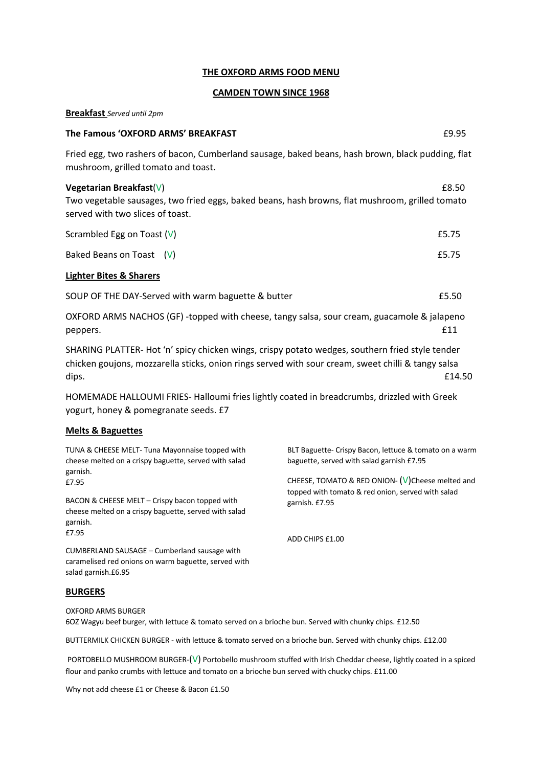# THE OXFORD ARMS FOOD MENU

## CAMDEN TOWN SINCE 1968

**Breakfast** *Served until 2pm*

**The Famous 'OXFORD ARMS' BREAKFAST** £9.95

Fried egg, two rashers of bacon, Cumberland sausage, baked beans, hash brown, black pudding, flat mushroom, grilled tomato and toast.

**Vegetarian Breakfast**(V) £8.50

Two vegetable sausages, two fried eggs, baked beans, hash browns, flat mushroom, grilled tomato served with two slices of toast.

Scrambled Egg on Toast (V) £5.75

Baked Beans on Toast (V) £5.75

**Lighter Bites & Sharers**

SOUP OF THE DAY-Served with warm baguette & butter £5.50

OXFORD ARMS NACHOS (GF) -topped with cheese, tangy salsa, sour cream, guacamole & jalapeno peppers. £11

SHARING PLATTER- Hot 'n' spicy chicken wings, crispy potato wedges, southern fried style tender chicken goujons, mozzarella sticks, onion rings served with sour cream, sweet chilli & tangy salsa dips. £14.50

HOMEMADE HALLOUMI FRIES- Halloumi fries lightly coated in breadcrumbs, drizzled with Greek yogurt, honey & pomegranate seeds. £7

**Melts & Baguettes**

TUNA & CHEESE MELT- Tuna Mayonnaise topped with cheese melted on a crispy baguette, served with salad garnish.
£7.95

BACON & CHEESE MELT – Crispy bacon topped with cheese melted on a crispy baguette, served with salad garnish.
£7.95

CUMBERLAND SAUSAGE – Cumberland sausage with caramelised red onions on warm baguette, served with salad garnish.£6.95

BLT Baguette- Crispy Bacon, lettuce & tomato on a warm baguette, served with salad garnish £7.95

CHEESE, TOMATO & RED ONION- (V)Cheese melted and topped with tomato & red onion, served with salad garnish. £7.95

ADD CHIPS £1.00

**BURGERS**

OXFORD ARMS BURGER
6OZ Wagyu beef burger, with lettuce & tomato served on a brioche bun. Served with chunky chips. £12.50

BUTTERMILK CHICKEN BURGER - with lettuce & tomato served on a brioche bun. Served with chunky chips. £12.00

PORTOBELLO MUSHROOM BURGER-(V) Portobello mushroom stuffed with Irish Cheddar cheese, lightly coated in a spiced flour and panko crumbs with lettuce and tomato on a brioche bun served with chucky chips. £11.00

Why not add cheese £1 or Cheese & Bacon £1.50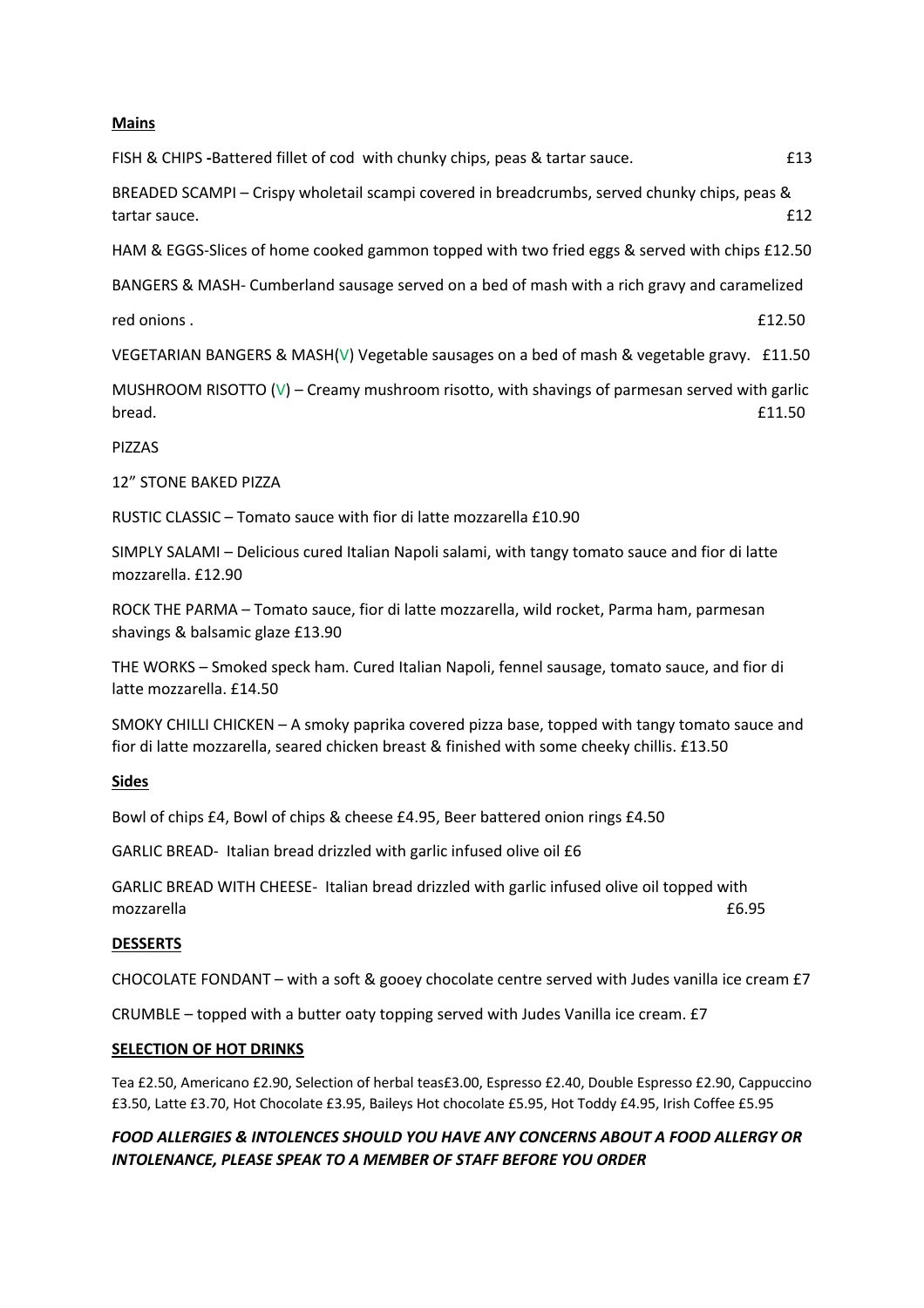**Mains**

FISH & CHIPS -Battered fillet of cod  with chunky chips, peas & tartar sauce. £13

BREADED SCAMPI – Crispy wholetail scampi covered in breadcrumbs, served chunky chips, peas & tartar sauce. £12

HAM & EGGS-Slices of home cooked gammon topped with two fried eggs & served with chips £12.50

BANGERS & MASH- Cumberland sausage served on a bed of mash with a rich gravy and caramelized red onions . £12.50

VEGETARIAN BANGERS & MASH(V) Vegetable sausages on a bed of mash & vegetable gravy. £11.50

MUSHROOM RISOTTO (V) – Creamy mushroom risotto, with shavings of parmesan served with garlic bread. £11.50

PIZZAS

12" STONE BAKED PIZZA

RUSTIC CLASSIC – Tomato sauce with fior di latte mozzarella £10.90

SIMPLY SALAMI – Delicious cured Italian Napoli salami, with tangy tomato sauce and fior di latte mozzarella. £12.90

ROCK THE PARMA – Tomato sauce, fior di latte mozzarella, wild rocket, Parma ham, parmesan shavings & balsamic glaze £13.90

THE WORKS – Smoked speck ham. Cured Italian Napoli, fennel sausage, tomato sauce, and fior di latte mozzarella. £14.50

SMOKY CHILLI CHICKEN – A smoky paprika covered pizza base, topped with tangy tomato sauce and fior di latte mozzarella, seared chicken breast & finished with some cheeky chillis. £13.50

**Sides**

Bowl of chips £4, Bowl of chips & cheese £4.95, Beer battered onion rings £4.50

GARLIC BREAD- Italian bread drizzled with garlic infused olive oil £6

GARLIC BREAD WITH CHEESE- Italian bread drizzled with garlic infused olive oil topped with mozzarella £6.95

**DESSERTS**

CHOCOLATE FONDANT – with a soft & gooey chocolate centre served with Judes vanilla ice cream £7

CRUMBLE – topped with a butter oaty topping served with Judes Vanilla ice cream. £7

**SELECTION OF HOT DRINKS**

Tea £2.50, Americano £2.90, Selection of herbal teas£3.00, Espresso £2.40, Double Espresso £2.90, Cappuccino £3.50, Latte £3.70, Hot Chocolate £3.95, Baileys Hot chocolate £5.95, Hot Toddy £4.95, Irish Coffee £5.95

***FOOD ALLERGIES & INTOLENCES SHOULD YOU HAVE ANY CONCERNS ABOUT A FOOD ALLERGY OR INTOLENANCE, PLEASE SPEAK TO A MEMBER OF STAFF BEFORE YOU ORDER***